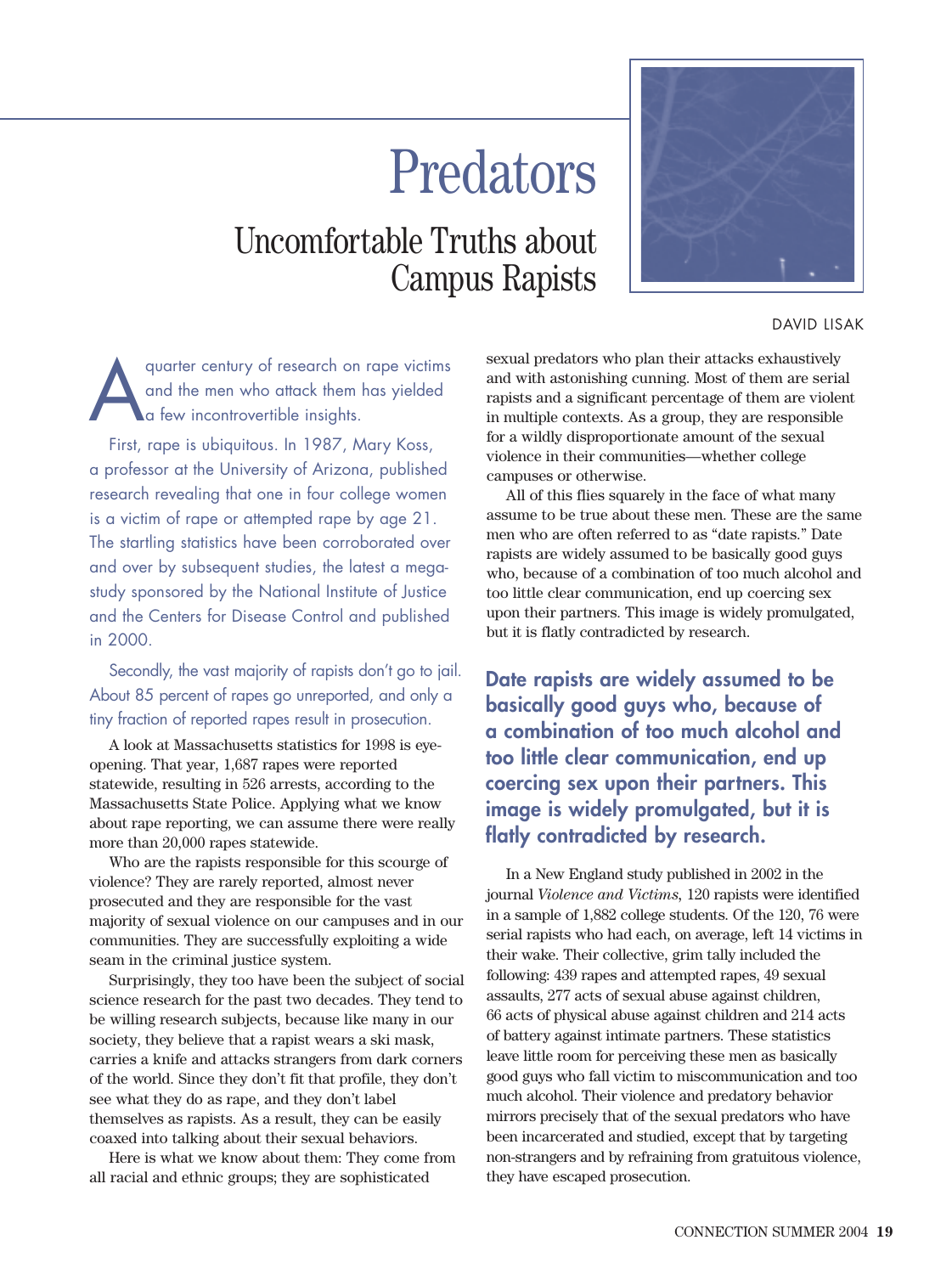# Predators

## Uncomfortable Truths about Campus Rapists

DAVID LISAK

A quarter century of research on rape victims and the men who attack them has yielded a few incontrovertible insights.

First, rape is ubiquitous. In 1987, Mary Koss, a professor at the University of Arizona, published research revealing that one in four college women is a victim of rape or attempted rape by age 21. The startling statistics have been corroborated over and over by subsequent studies, the latest a mega-study sponsored by the National Institute of Justice and the Centers for Disease Control and published in 2000.

Secondly, the vast majority of rapists don't go to jail. About 85 percent of rapes go unreported, and only a tiny fraction of reported rapes result in prosecution.

A look at Massachusetts statistics for 1998 is eye-opening. That year, 1,687 rapes were reported statewide, resulting in 526 arrests, according to the Massachusetts State Police. Applying what we know about rape reporting, we can assume there were really more than 20,000 rapes statewide.

Who are the rapists responsible for this scourge of violence? They are rarely reported, almost never prosecuted and they are responsible for the vast majority of sexual violence on our campuses and in our communities. They are successfully exploiting a wide seam in the criminal justice system.

Surprisingly, they too have been the subject of social science research for the past two decades. They tend to be willing research subjects, because like many in our society, they believe that a rapist wears a ski mask, carries a knife and attacks strangers from dark corners of the world. Since they don't fit that profile, they don't see what they do as rape, and they don't label themselves as rapists. As a result, they can be easily coaxed into talking about their sexual behaviors.

Here is what we know about them: They come from all racial and ethnic groups; they are sophisticated sexual predators who plan their attacks exhaustively and with astonishing cunning. Most of them are serial rapists and a significant percentage of them are violent in multiple contexts. As a group, they are responsible for a wildly disproportionate amount of the sexual violence in their communities—whether college campuses or otherwise.

All of this flies squarely in the face of what many assume to be true about these men. These are the same men who are often referred to as "date rapists." Date rapists are widely assumed to be basically good guys who, because of a combination of too much alcohol and too little clear communication, end up coercing sex upon their partners. This image is widely promulgated, but it is flatly contradicted by research.

**Date rapists are widely assumed to be basically good guys who, because of a combination of too much alcohol and too little clear communication, end up coercing sex upon their partners. This image is widely promulgated, but it is flatly contradicted by research.**

In a New England study published in 2002 in the journal *Violence and Victims*, 120 rapists were identified in a sample of 1,882 college students. Of the 120, 76 were serial rapists who had each, on average, left 14 victims in their wake. Their collective, grim tally included the following: 439 rapes and attempted rapes, 49 sexual assaults, 277 acts of sexual abuse against children, 66 acts of physical abuse against children and 214 acts of battery against intimate partners. These statistics leave little room for perceiving these men as basically good guys who fall victim to miscommunication and too much alcohol. Their violence and predatory behavior mirrors precisely that of the sexual predators who have been incarcerated and studied, except that by targeting non-strangers and by refraining from gratuitous violence, they have escaped prosecution.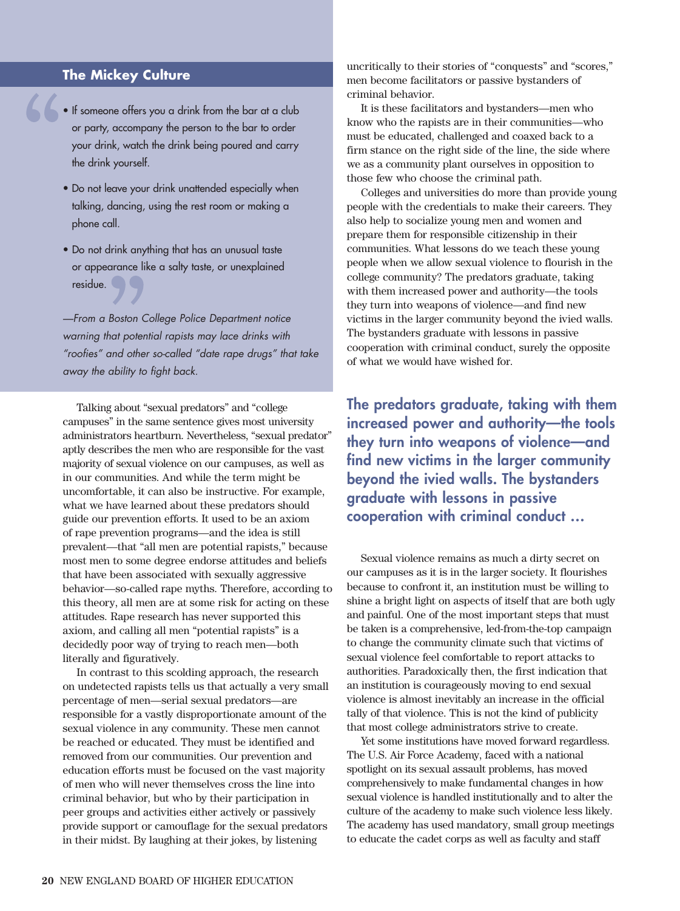## The Mickey Culture

> • If someone offers you a drink from the bar at a club or party, accompany the person to the bar to order your drink, watch the drink being poured and carry the drink yourself.
>
> • Do not leave your drink unattended especially when talking, dancing, using the rest room or making a phone call.
>
> • Do not drink anything that has an unusual taste or appearance like a salty taste, or unexplained residue.

*—From a Boston College Police Department notice warning that potential rapists may lace drinks with "roofies" and other so-called "date rape drugs" that take away the ability to fight back.*

Talking about "sexual predators" and "college campuses" in the same sentence gives most university administrators heartburn. Nevertheless, "sexual predator" aptly describes the men who are responsible for the vast majority of sexual violence on our campuses, as well as in our communities. And while the term might be uncomfortable, it can also be instructive. For example, what we have learned about these predators should guide our prevention efforts. It used to be an axiom of rape prevention programs—and the idea is still prevalent—that "all men are potential rapists," because most men to some degree endorse attitudes and beliefs that have been associated with sexually aggressive behavior—so-called rape myths. Therefore, according to this theory, all men are at some risk for acting on these attitudes. Rape research has never supported this axiom, and calling all men "potential rapists" is a decidedly poor way of trying to reach men—both literally and figuratively.

In contrast to this scolding approach, the research on undetected rapists tells us that actually a very small percentage of men—serial sexual predators—are responsible for a vastly disproportionate amount of the sexual violence in any community. These men cannot be reached or educated. They must be identified and removed from our communities. Our prevention and education efforts must be focused on the vast majority of men who will never themselves cross the line into criminal behavior, but who by their participation in peer groups and activities either actively or passively provide support or camouflage for the sexual predators in their midst. By laughing at their jokes, by listening uncritically to their stories of "conquests" and "scores," men become facilitators or passive bystanders of criminal behavior.

It is these facilitators and bystanders—men who know who the rapists are in their communities—who must be educated, challenged and coaxed back to a firm stance on the right side of the line, the side where we as a community plant ourselves in opposition to those few who choose the criminal path.

Colleges and universities do more than provide young people with the credentials to make their careers. They also help to socialize young men and women and prepare them for responsible citizenship in their communities. What lessons do we teach these young people when we allow sexual violence to flourish in the college community? The predators graduate, taking with them increased power and authority—the tools they turn into weapons of violence—and find new victims in the larger community beyond the ivied walls. The bystanders graduate with lessons in passive cooperation with criminal conduct, surely the opposite of what we would have wished for.

> **The predators graduate, taking with them increased power and authority—the tools they turn into weapons of violence—and find new victims in the larger community beyond the ivied walls. The bystanders graduate with lessons in passive cooperation with criminal conduct ...**

Sexual violence remains as much a dirty secret on our campuses as it is in the larger society. It flourishes because to confront it, an institution must be willing to shine a bright light on aspects of itself that are both ugly and painful. One of the most important steps that must be taken is a comprehensive, led-from-the-top campaign to change the community climate such that victims of sexual violence feel comfortable to report attacks to authorities. Paradoxically then, the first indication that an institution is courageously moving to end sexual violence is almost inevitably an increase in the official tally of that violence. This is not the kind of publicity that most college administrators strive to create.

Yet some institutions have moved forward regardless. The U.S. Air Force Academy, faced with a national spotlight on its sexual assault problems, has moved comprehensively to make fundamental changes in how sexual violence is handled institutionally and to alter the culture of the academy to make such violence less likely. The academy has used mandatory, small group meetings to educate the cadet corps as well as faculty and staff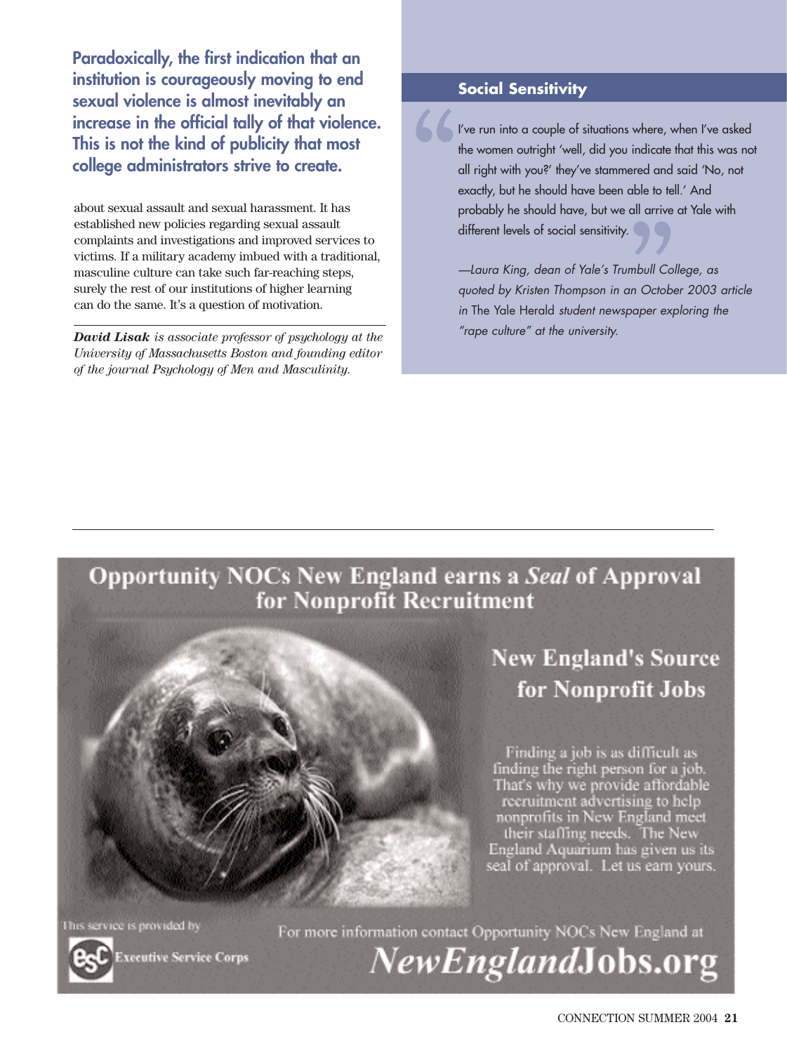**Paradoxically, the first indication that an institution is courageously moving to end sexual violence is almost inevitably an increase in the official tally of that violence. This is not the kind of publicity that most college administrators strive to create.**

about sexual assault and sexual harassment. It has established new policies regarding sexual assault complaints and investigations and improved services to victims. If a military academy imbued with a traditional, masculine culture can take such far-reaching steps, surely the rest of our institutions of higher learning can do the same. It's a question of motivation.

***David Lisak*** *is associate professor of psychology at the University of Massachusetts Boston and founding editor of the journal Psychology of Men and Masculinity.*

## Social Sensitivity

"I've run into a couple of situations where, when I've asked the women outright 'well, did you indicate that this was not all right with you?' they've stammered and said 'No, not exactly, but he should have been able to tell.' And probably he should have, but we all arrive at Yale with different levels of social sensitivity."

*—Laura King, dean of Yale's Trumbull College, as quoted by Kristen Thompson in an October 2003 article in* The Yale Herald *student newspaper exploring the "rape culture" at the university.*

---

**Opportunity NOCs New England earns a *Seal* of Approval for Nonprofit Recruitment**

**New England's Source for Nonprofit Jobs**

Finding a job is as difficult as finding the right person for a job. That's why we provide affordable recruitment advertising to help nonprofits in New England meet their staffing needs. The New England Aquarium has given us its seal of approval. Let us earn yours.

This service is provided by Executive Service Corps

For more information contact Opportunity NOCs New England at ***NewEngland*****Jobs.org**